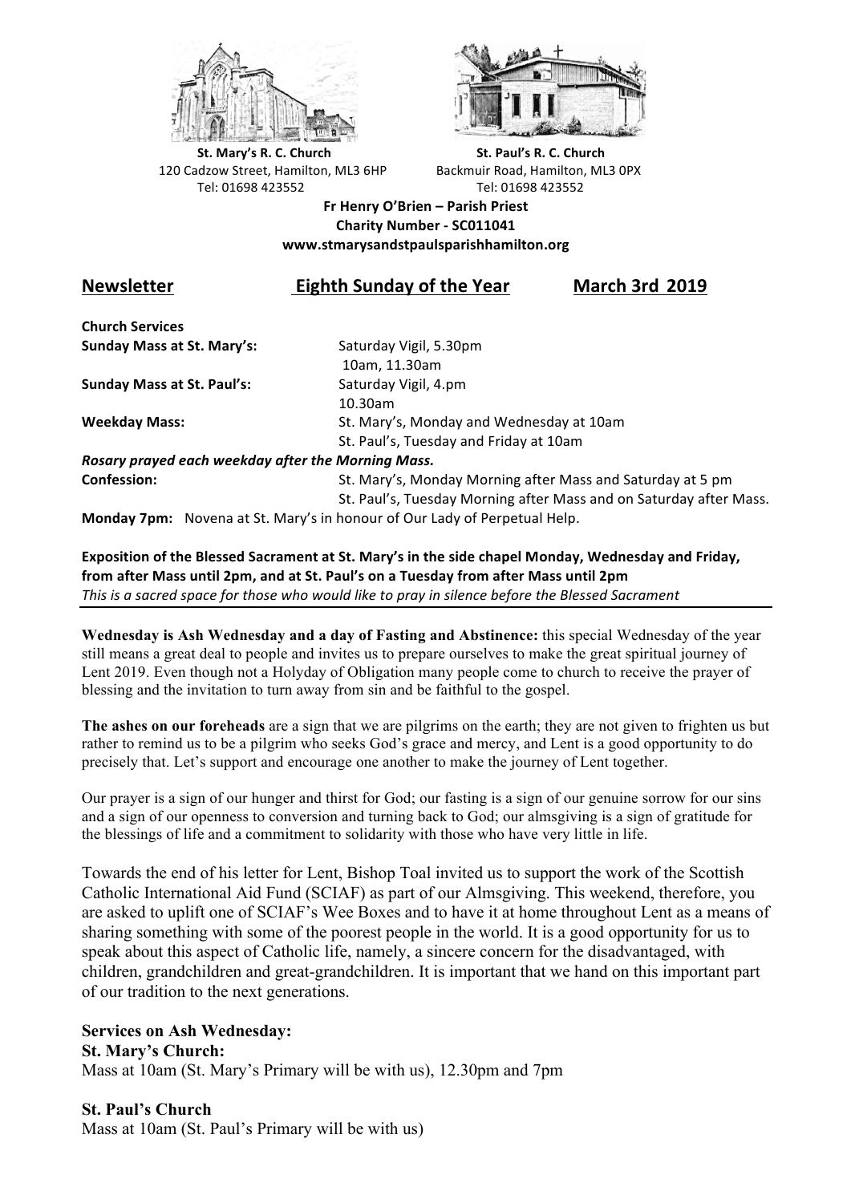**St. Mary's R. C. Church**
120 Cadzow Street, Hamilton, ML3 6HP
Tel: 01698 423552

**St. Paul's R. C. Church**
Backmuir Road, Hamilton, ML3 0PX
Tel: 01698 423552

**Fr Henry O'Brien – Parish Priest**
**Charity Number - SC011041**
**www.stmarysandstpaulsparishhamilton.org**

## Newsletter — Eighth Sunday of the Year — March 3rd 2019

**Church Services**

| | |
|---|---|
| **Sunday Mass at St. Mary's:** | Saturday Vigil, 5.30pm<br>10am, 11.30am |
| **Sunday Mass at St. Paul's:** | Saturday Vigil, 4.pm<br>10.30am |
| **Weekday Mass:** | St. Mary's, Monday and Wednesday at 10am<br>St. Paul's, Tuesday and Friday at 10am |

***Rosary prayed each weekday after the Morning Mass.***

| | |
|---|---|
| **Confession:** | St. Mary's, Monday Morning after Mass and Saturday at 5 pm<br>St. Paul's, Tuesday Morning after Mass and on Saturday after Mass. |

**Monday 7pm:** Novena at St. Mary's in honour of Our Lady of Perpetual Help.

**Exposition of the Blessed Sacrament at St. Mary's in the side chapel Monday, Wednesday and Friday, from after Mass until 2pm, and at St. Paul's on a Tuesday from after Mass until 2pm**
*This is a sacred space for those who would like to pray in silence before the Blessed Sacrament*

**Wednesday is Ash Wednesday and a day of Fasting and Abstinence:** this special Wednesday of the year still means a great deal to people and invites us to prepare ourselves to make the great spiritual journey of Lent 2019. Even though not a Holyday of Obligation many people come to church to receive the prayer of blessing and the invitation to turn away from sin and be faithful to the gospel.

**The ashes on our foreheads** are a sign that we are pilgrims on the earth; they are not given to frighten us but rather to remind us to be a pilgrim who seeks God's grace and mercy, and Lent is a good opportunity to do precisely that. Let's support and encourage one another to make the journey of Lent together.

Our prayer is a sign of our hunger and thirst for God; our fasting is a sign of our genuine sorrow for our sins and a sign of our openness to conversion and turning back to God; our almsgiving is a sign of gratitude for the blessings of life and a commitment to solidarity with those who have very little in life.

Towards the end of his letter for Lent, Bishop Toal invited us to support the work of the Scottish Catholic International Aid Fund (SCIAF) as part of our Almsgiving. This weekend, therefore, you are asked to uplift one of SCIAF's Wee Boxes and to have it at home throughout Lent as a means of sharing something with some of the poorest people in the world. It is a good opportunity for us to speak about this aspect of Catholic life, namely, a sincere concern for the disadvantaged, with children, grandchildren and great-grandchildren. It is important that we hand on this important part of our tradition to the next generations.

**Services on Ash Wednesday:**

**St. Mary's Church:**
Mass at 10am (St. Mary's Primary will be with us), 12.30pm and 7pm

**St. Paul's Church**
Mass at 10am (St. Paul's Primary will be with us)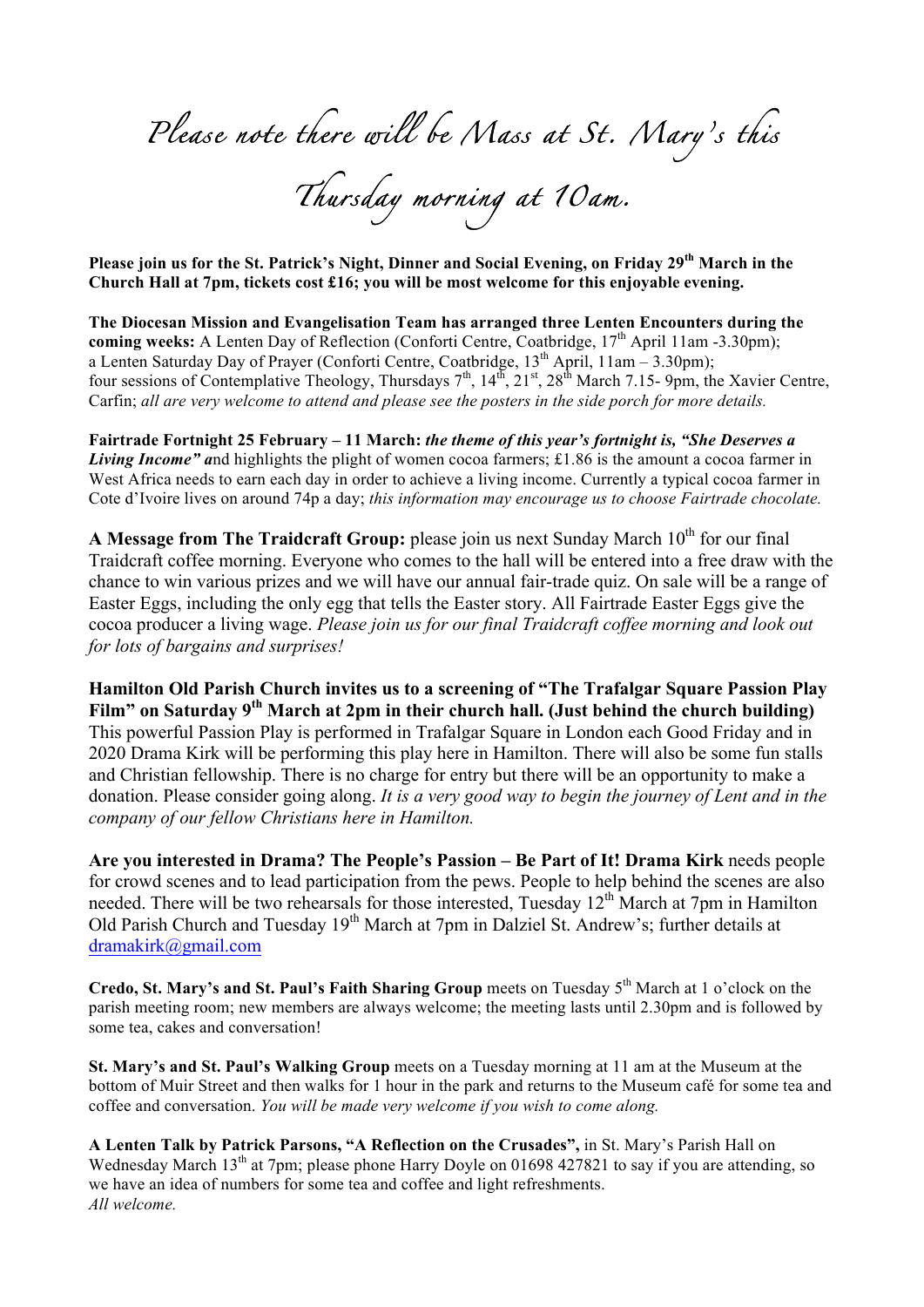*Please note there will be Mass at St. Mary's this Thursday morning at 10am.*

**Please join us for the St. Patrick's Night, Dinner and Social Evening, on Friday 29th March in the Church Hall at 7pm, tickets cost £16; you will be most welcome for this enjoyable evening.**

**The Diocesan Mission and Evangelisation Team has arranged three Lenten Encounters during the coming weeks:** A Lenten Day of Reflection (Conforti Centre, Coatbridge, 17th April 11am -3.30pm); a Lenten Saturday Day of Prayer (Conforti Centre, Coatbridge, 13th April, 11am – 3.30pm); four sessions of Contemplative Theology, Thursdays 7th, 14th, 21st, 28th March 7.15- 9pm, the Xavier Centre, Carfin; *all are very welcome to attend and please see the posters in the side porch for more details.*

**Fairtrade Fortnight 25 February – 11 March:** ***the theme of this year's fortnight is, "She Deserves a Living Income" a***nd highlights the plight of women cocoa farmers; £1.86 is the amount a cocoa farmer in West Africa needs to earn each day in order to achieve a living income. Currently a typical cocoa farmer in Cote d'Ivoire lives on around 74p a day; *this information may encourage us to choose Fairtrade chocolate.*

**A Message from The Traidcraft Group:** please join us next Sunday March 10th for our final Traidcraft coffee morning. Everyone who comes to the hall will be entered into a free draw with the chance to win various prizes and we will have our annual fair-trade quiz. On sale will be a range of Easter Eggs, including the only egg that tells the Easter story. All Fairtrade Easter Eggs give the cocoa producer a living wage. *Please join us for our final Traidcraft coffee morning and look out for lots of bargains and surprises!*

**Hamilton Old Parish Church invites us to a screening of "The Trafalgar Square Passion Play Film" on Saturday 9th March at 2pm in their church hall. (Just behind the church building)** This powerful Passion Play is performed in Trafalgar Square in London each Good Friday and in 2020 Drama Kirk will be performing this play here in Hamilton. There will also be some fun stalls and Christian fellowship. There is no charge for entry but there will be an opportunity to make a donation. Please consider going along. *It is a very good way to begin the journey of Lent and in the company of our fellow Christians here in Hamilton.*

**Are you interested in Drama? The People's Passion – Be Part of It! Drama Kirk** needs people for crowd scenes and to lead participation from the pews. People to help behind the scenes are also needed. There will be two rehearsals for those interested, Tuesday 12th March at 7pm in Hamilton Old Parish Church and Tuesday 19th March at 7pm in Dalziel St. Andrew's; further details at dramakirk@gmail.com

**Credo, St. Mary's and St. Paul's Faith Sharing Group** meets on Tuesday 5th March at 1 o'clock on the parish meeting room; new members are always welcome; the meeting lasts until 2.30pm and is followed by some tea, cakes and conversation!

**St. Mary's and St. Paul's Walking Group** meets on a Tuesday morning at 11 am at the Museum at the bottom of Muir Street and then walks for 1 hour in the park and returns to the Museum café for some tea and coffee and conversation. *You will be made very welcome if you wish to come along.*

**A Lenten Talk by Patrick Parsons, "A Reflection on the Crusades",** in St. Mary's Parish Hall on Wednesday March 13th at 7pm; please phone Harry Doyle on 01698 427821 to say if you are attending, so we have an idea of numbers for some tea and coffee and light refreshments.
*All welcome.*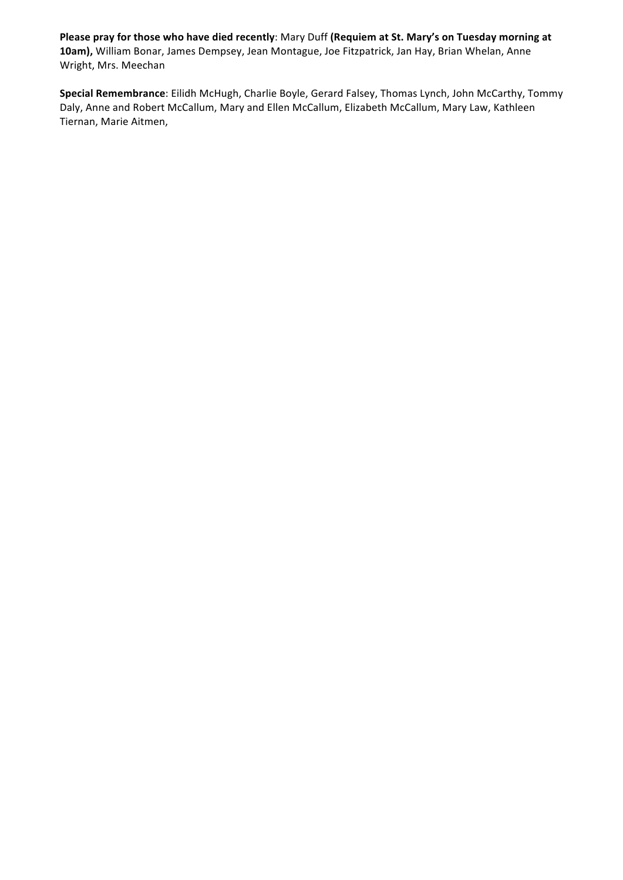**Please pray for those who have died recently**: Mary Duff **(Requiem at St. Mary's on Tuesday morning at 10am),** William Bonar, James Dempsey, Jean Montague, Joe Fitzpatrick, Jan Hay, Brian Whelan, Anne Wright, Mrs. Meechan

**Special Remembrance**: Eilidh McHugh, Charlie Boyle, Gerard Falsey, Thomas Lynch, John McCarthy, Tommy Daly, Anne and Robert McCallum, Mary and Ellen McCallum, Elizabeth McCallum, Mary Law, Kathleen Tiernan, Marie Aitmen,